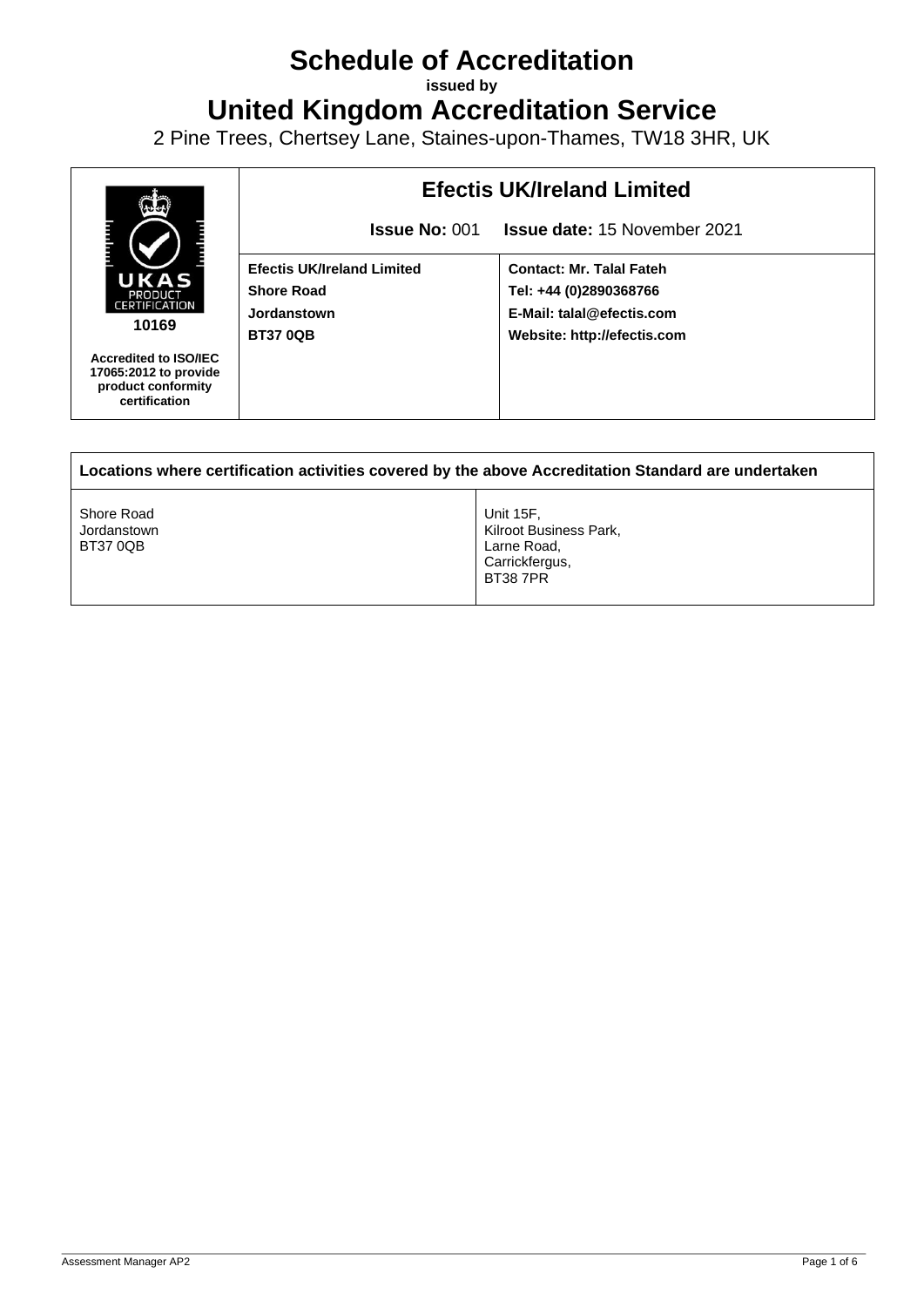# Schedule of Accreditation

**issued by**

# United Kingdom Accreditation Service

2 Pine Trees, Chertsey Lane, Staines-upon-Thames, TW18 3HR, UK

| UKAS PRODUCT CERTIFICATION **10169** **Accredited to ISO/IEC 17065:2012 to provide product conformity certification** | **Efectis UK/Ireland Limited** **Issue No:** 001 **Issue date:** 15 November 2021 | |
|---|---|---|
| | **Efectis UK/Ireland Limited** **Shore Road** **Jordanstown** **BT37 0QB** | **Contact: Mr. Talal Fateh** **Tel: +44 (0)2890368766** **E-Mail: talal@efectis.com** **Website: http://efectis.com** |

| **Locations where certification activities covered by the above Accreditation Standard are undertaken** | |
|---|---|
| Shore Road Jordanstown BT37 0QB | Unit 15F, Kilroot Business Park, Larne Road, Carrickfergus, BT38 7PR |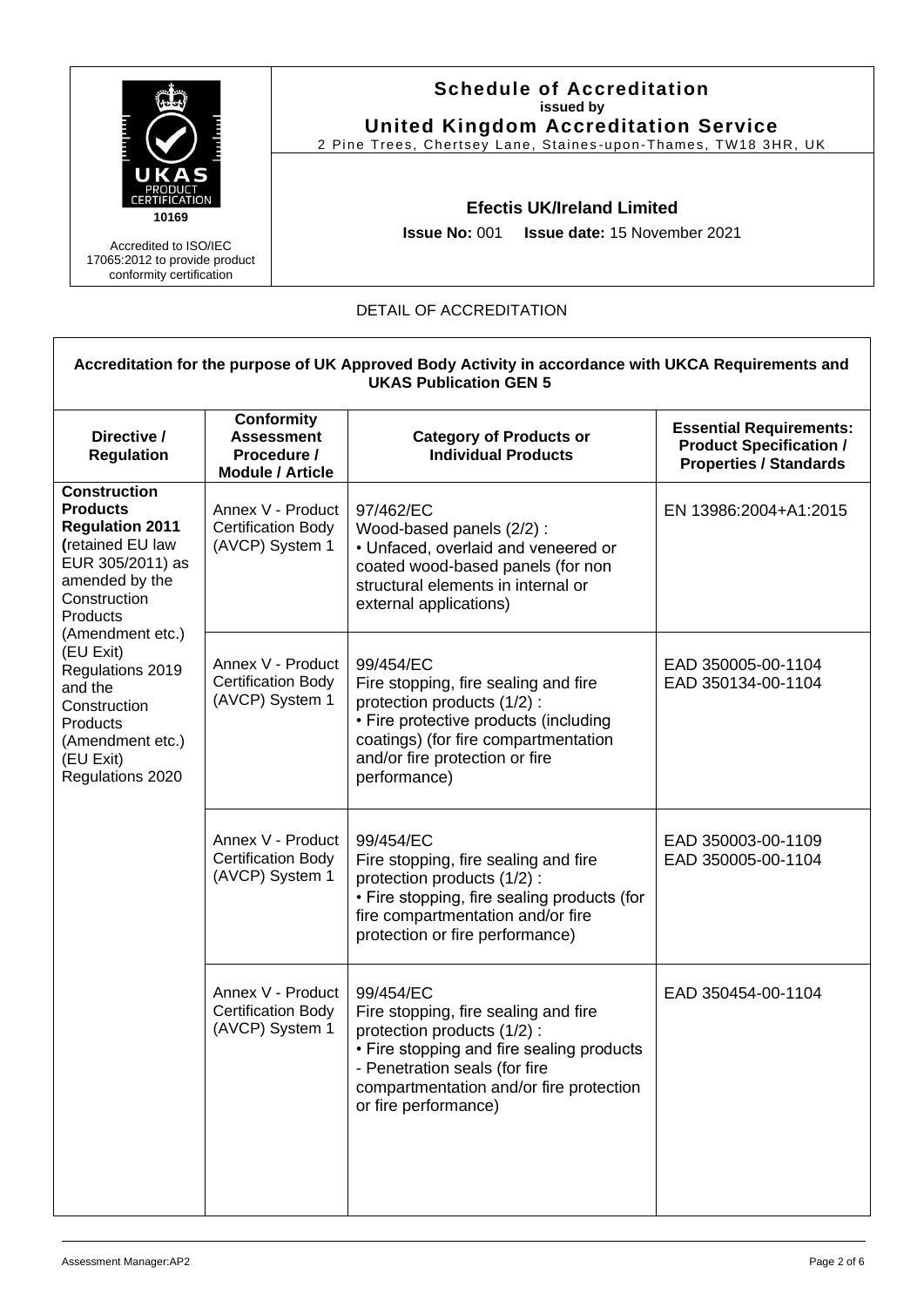## Schedule of Accreditation
**issued by**
## United Kingdom Accreditation Service
2 Pine Trees, Chertsey Lane, Staines-upon-Thames, TW18 3HR, UK

UKAS PRODUCT CERTIFICATION
10169

Accredited to ISO/IEC 17065:2012 to provide product conformity certification

### Efectis UK/Ireland Limited

**Issue No:** 001 **Issue date:** 15 November 2021

DETAIL OF ACCREDITATION

| **Accreditation for the purpose of UK Approved Body Activity in accordance with UKCA Requirements and UKAS Publication GEN 5** | | | |
|---|---|---|---|
| **Directive / Regulation** | **Conformity Assessment Procedure / Module / Article** | **Category of Products or Individual Products** | **Essential Requirements: Product Specification / Properties / Standards** |
| **Construction Products Regulation 2011** (retained EU law EUR 305/2011) as amended by the Construction Products (Amendment etc.) (EU Exit) Regulations 2019 and the Construction Products (Amendment etc.) (EU Exit) Regulations 2020 | Annex V - Product Certification Body (AVCP) System 1 | 97/462/EC<br>Wood-based panels (2/2) :<br>• Unfaced, overlaid and veneered or coated wood-based panels (for non structural elements in internal or external applications) | EN 13986:2004+A1:2015 |
| | Annex V - Product Certification Body (AVCP) System 1 | 99/454/EC<br>Fire stopping, fire sealing and fire protection products (1/2) :<br>• Fire protective products (including coatings) (for fire compartmentation and/or fire protection or fire performance) | EAD 350005-00-1104<br>EAD 350134-00-1104 |
| | Annex V - Product Certification Body (AVCP) System 1 | 99/454/EC<br>Fire stopping, fire sealing and fire protection products (1/2) :<br>• Fire stopping, fire sealing products (for fire compartmentation and/or fire protection or fire performance) | EAD 350003-00-1109<br>EAD 350005-00-1104 |
| | Annex V - Product Certification Body (AVCP) System 1 | 99/454/EC<br>Fire stopping, fire sealing and fire protection products (1/2) :<br>• Fire stopping and fire sealing products - Penetration seals (for fire compartmentation and/or fire protection or fire performance) | EAD 350454-00-1104 |

Assessment Manager:AP2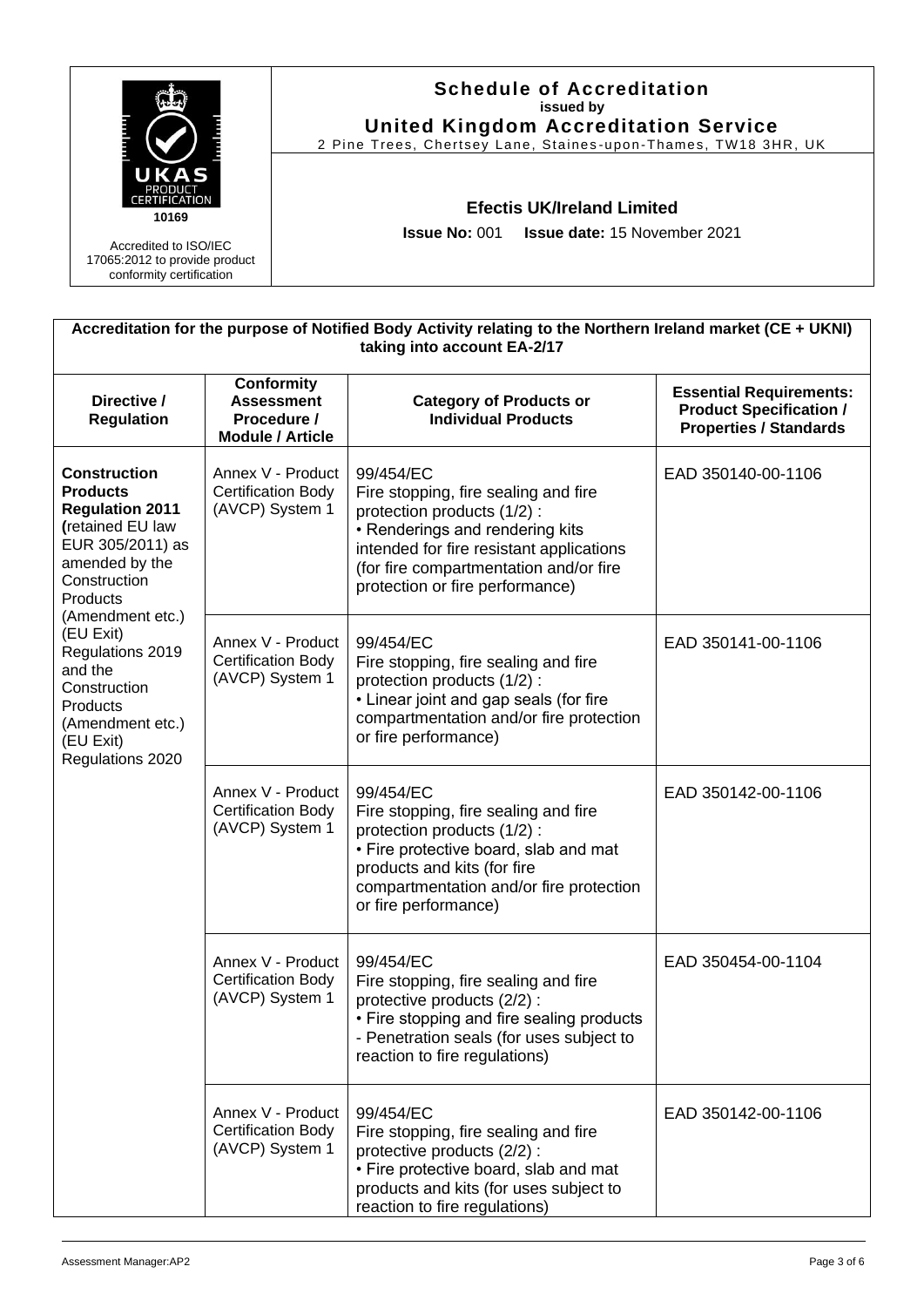| UKAS PRODUCT CERTIFICATION 10169<br>Accredited to ISO/IEC 17065:2012 to provide product conformity certification | **Schedule of Accreditation**<br>**issued by**<br>**United Kingdom Accreditation Service**<br>2 Pine Trees, Chertsey Lane, Staines-upon-Thames, TW18 3HR, UK<br><br>**Efectis UK/Ireland Limited**<br>**Issue No:** 001 **Issue date:** 15 November 2021 |
|---|---|

**Accreditation for the purpose of Notified Body Activity relating to the Northern Ireland market (CE + UKNI) taking into account EA-2/17**

| Directive / Regulation | Conformity Assessment Procedure / Module / Article | Category of Products or Individual Products | Essential Requirements: Product Specification / Properties / Standards |
|---|---|---|---|
| **Construction Products Regulation 2011 (**retained EU law EUR 305/2011) as amended by the Construction Products (Amendment etc.) (EU Exit) Regulations 2019 and the Construction Products (Amendment etc.) (EU Exit) Regulations 2020 | Annex V - Product Certification Body (AVCP) System 1 | 99/454/EC<br>Fire stopping, fire sealing and fire protection products (1/2) :<br>• Renderings and rendering kits intended for fire resistant applications (for fire compartmentation and/or fire protection or fire performance) | EAD 350140-00-1106 |
| | Annex V - Product Certification Body (AVCP) System 1 | 99/454/EC<br>Fire stopping, fire sealing and fire protection products (1/2) :<br>• Linear joint and gap seals (for fire compartmentation and/or fire protection or fire performance) | EAD 350141-00-1106 |
| | Annex V - Product Certification Body (AVCP) System 1 | 99/454/EC<br>Fire stopping, fire sealing and fire protection products (1/2) :<br>• Fire protective board, slab and mat products and kits (for fire compartmentation and/or fire protection or fire performance) | EAD 350142-00-1106 |
| | Annex V - Product Certification Body (AVCP) System 1 | 99/454/EC<br>Fire stopping, fire sealing and fire protective products (2/2) :<br>• Fire stopping and fire sealing products - Penetration seals (for uses subject to reaction to fire regulations) | EAD 350454-00-1104 |
| | Annex V - Product Certification Body (AVCP) System 1 | 99/454/EC<br>Fire stopping, fire sealing and fire protective products (2/2) :<br>• Fire protective board, slab and mat products and kits (for uses subject to reaction to fire regulations) | EAD 350142-00-1106 |

Assessment Manager:AP2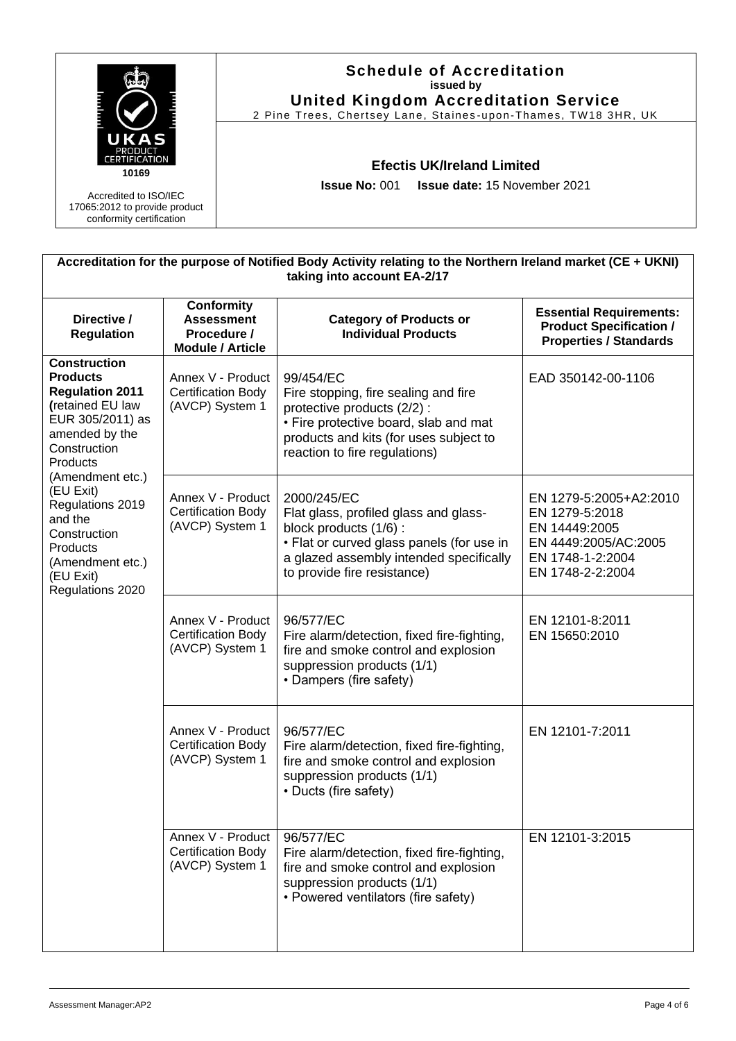**Schedule of Accreditation**
**issued by**
**United Kingdom Accreditation Service**
2 Pine Trees, Chertsey Lane, Staines-upon-Thames, TW18 3HR, UK

10169

Accredited to ISO/IEC 17065:2012 to provide product conformity certification

**Efectis UK/Ireland Limited**

**Issue No:** 001 **Issue date:** 15 November 2021

| **Accreditation for the purpose of Notified Body Activity relating to the Northern Ireland market (CE + UKNI) taking into account EA-2/17** | | | |
|---|---|---|---|
| **Directive / Regulation** | **Conformity Assessment Procedure / Module / Article** | **Category of Products or Individual Products** | **Essential Requirements: Product Specification / Properties / Standards** |
| **Construction Products Regulation 2011** (retained EU law EUR 305/2011) as amended by the Construction Products (Amendment etc.) (EU Exit) Regulations 2019 and the Construction Products (Amendment etc.) (EU Exit) Regulations 2020 | Annex V - Product Certification Body (AVCP) System 1 | 99/454/EC<br>Fire stopping, fire sealing and fire protective products (2/2) :<br>• Fire protective board, slab and mat products and kits (for uses subject to reaction to fire regulations) | EAD 350142-00-1106 |
| | Annex V - Product Certification Body (AVCP) System 1 | 2000/245/EC<br>Flat glass, profiled glass and glass-block products (1/6) :<br>• Flat or curved glass panels (for use in a glazed assembly intended specifically to provide fire resistance) | EN 1279-5:2005+A2:2010<br>EN 1279-5:2018<br>EN 14449:2005<br>EN 4449:2005/AC:2005<br>EN 1748-1-2:2004<br>EN 1748-2-2:2004 |
| | Annex V - Product Certification Body (AVCP) System 1 | 96/577/EC<br>Fire alarm/detection, fixed fire-fighting, fire and smoke control and explosion suppression products (1/1)<br>• Dampers (fire safety) | EN 12101-8:2011<br>EN 15650:2010 |
| | Annex V - Product Certification Body (AVCP) System 1 | 96/577/EC<br>Fire alarm/detection, fixed fire-fighting, fire and smoke control and explosion suppression products (1/1)<br>• Ducts (fire safety) | EN 12101-7:2011 |
| | Annex V - Product Certification Body (AVCP) System 1 | 96/577/EC<br>Fire alarm/detection, fixed fire-fighting, fire and smoke control and explosion suppression products (1/1)<br>• Powered ventilators (fire safety) | EN 12101-3:2015 |

Assessment Manager:AP2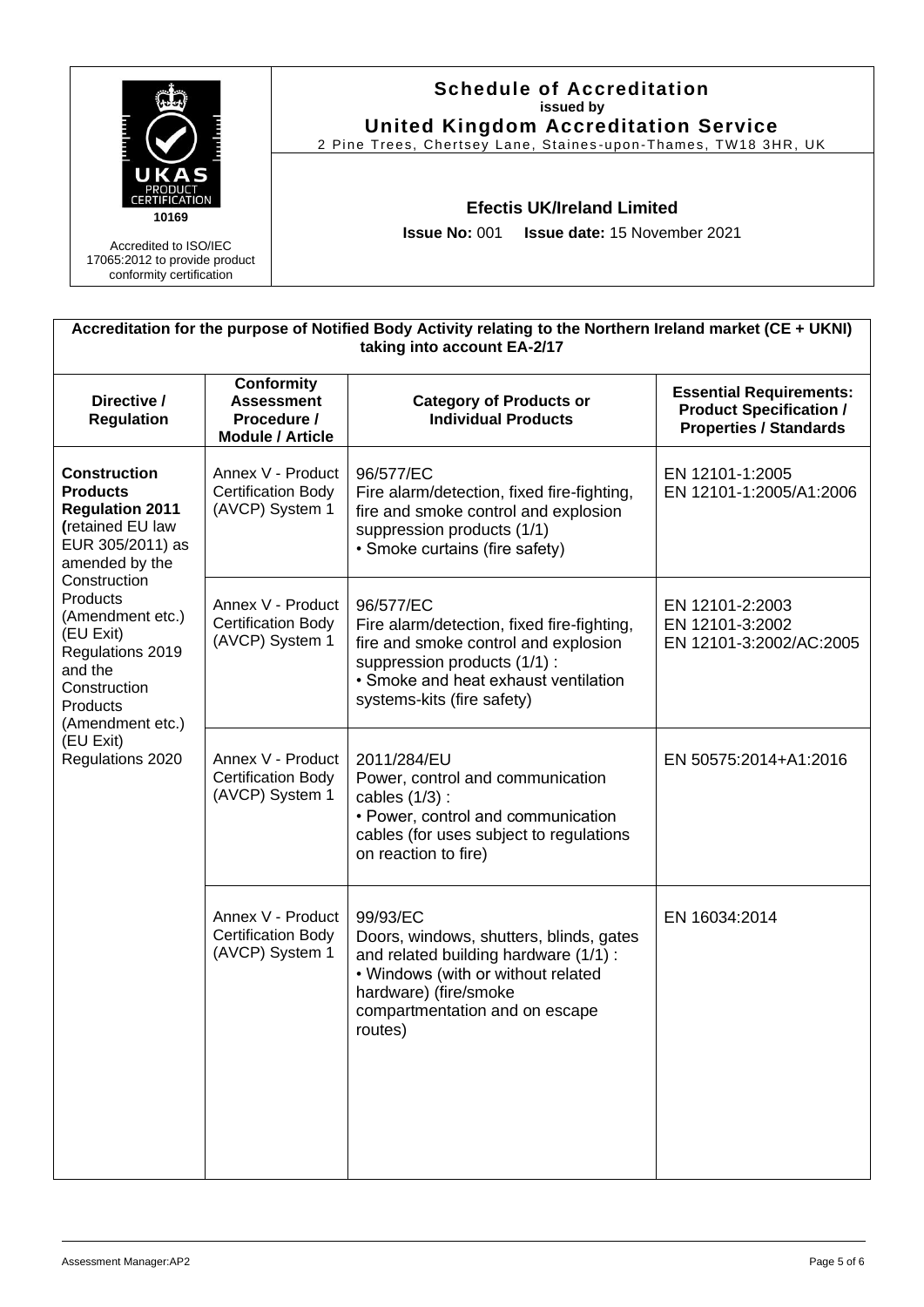**Schedule of Accreditation**
**issued by**
**United Kingdom Accreditation Service**
2 Pine Trees, Chertsey Lane, Staines-upon-Thames, TW18 3HR, UK

UKAS PRODUCT CERTIFICATION
10169

Accredited to ISO/IEC 17065:2012 to provide product conformity certification

**Efectis UK/Ireland Limited**

**Issue No:** 001 **Issue date:** 15 November 2021

**Accreditation for the purpose of Notified Body Activity relating to the Northern Ireland market (CE + UKNI) taking into account EA-2/17**

| Directive / Regulation | Conformity Assessment Procedure / Module / Article | Category of Products or Individual Products | Essential Requirements: Product Specification / Properties / Standards |
|---|---|---|---|
| **Construction Products Regulation 2011** (retained EU law EUR 305/2011) as amended by the Construction Products (Amendment etc.) (EU Exit) Regulations 2019 and the Construction Products (Amendment etc.) (EU Exit) Regulations 2020 | Annex V - Product Certification Body (AVCP) System 1 | 96/577/EC<br>Fire alarm/detection, fixed fire-fighting, fire and smoke control and explosion suppression products (1/1)<br>• Smoke curtains (fire safety) | EN 12101-1:2005<br>EN 12101-1:2005/A1:2006 |
| | Annex V - Product Certification Body (AVCP) System 1 | 96/577/EC<br>Fire alarm/detection, fixed fire-fighting, fire and smoke control and explosion suppression products (1/1) :<br>• Smoke and heat exhaust ventilation systems-kits (fire safety) | EN 12101-2:2003<br>EN 12101-3:2002<br>EN 12101-3:2002/AC:2005 |
| | Annex V - Product Certification Body (AVCP) System 1 | 2011/284/EU<br>Power, control and communication cables (1/3) :<br>• Power, control and communication cables (for uses subject to regulations on reaction to fire) | EN 50575:2014+A1:2016 |
| | Annex V - Product Certification Body (AVCP) System 1 | 99/93/EC<br>Doors, windows, shutters, blinds, gates and related building hardware (1/1) :<br>• Windows (with or without related hardware) (fire/smoke compartmentation and on escape routes) | EN 16034:2014 |

Assessment Manager:AP2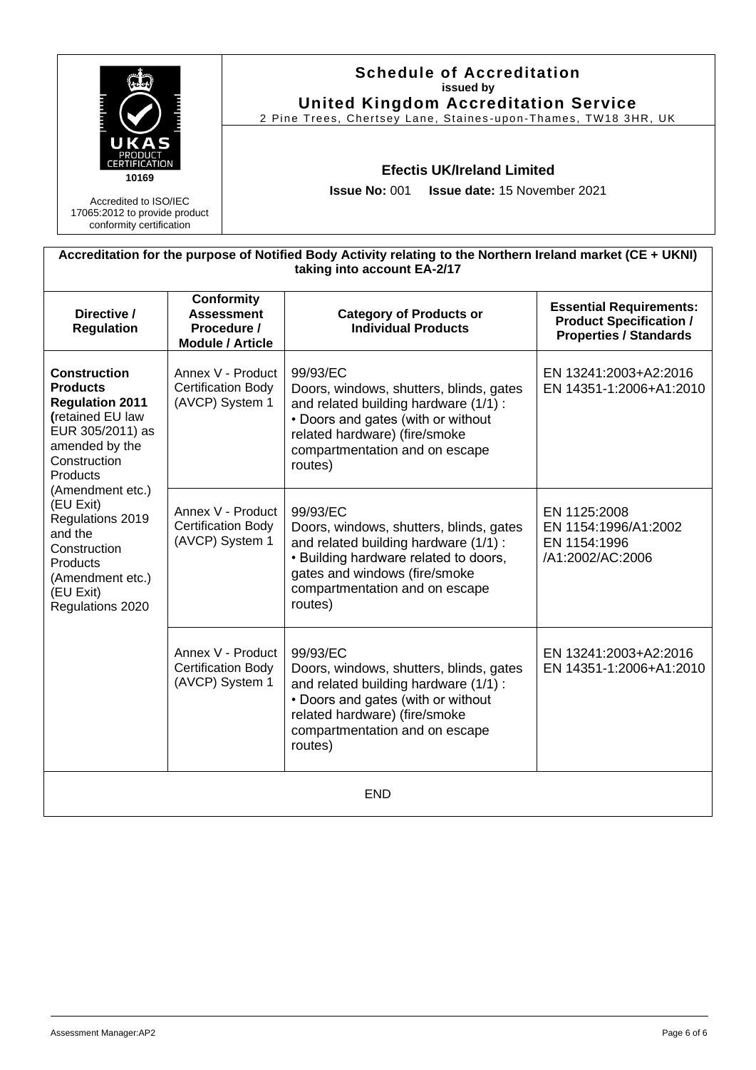**Schedule of Accreditation**
issued by
**United Kingdom Accreditation Service**
2 Pine Trees, Chertsey Lane, Staines-upon-Thames, TW18 3HR, UK

UKAS PRODUCT CERTIFICATION
10169

Accredited to ISO/IEC 17065:2012 to provide product conformity certification

**Efectis UK/Ireland Limited**

**Issue No:** 001 **Issue date:** 15 November 2021

**Accreditation for the purpose of Notified Body Activity relating to the Northern Ireland market (CE + UKNI) taking into account EA-2/17**

| Directive / Regulation | Conformity Assessment Procedure / Module / Article | Category of Products or Individual Products | Essential Requirements: Product Specification / Properties / Standards |
|---|---|---|---|
| **Construction Products Regulation 2011 (**retained EU law EUR 305/2011) as amended by the Construction Products (Amendment etc.) (EU Exit) Regulations 2019 and the Construction Products (Amendment etc.) (EU Exit) Regulations 2020 | Annex V - Product Certification Body (AVCP) System 1 | 99/93/EC<br>Doors, windows, shutters, blinds, gates and related building hardware (1/1) :<br>• Doors and gates (with or without related hardware) (fire/smoke compartmentation and on escape routes) | EN 13241:2003+A2:2016<br>EN 14351-1:2006+A1:2010 |
| | Annex V - Product Certification Body (AVCP) System 1 | 99/93/EC<br>Doors, windows, shutters, blinds, gates and related building hardware (1/1) :<br>• Building hardware related to doors, gates and windows (fire/smoke compartmentation and on escape routes) | EN 1125:2008<br>EN 1154:1996/A1:2002<br>EN 1154:1996<br>/A1:2002/AC:2006 |
| | Annex V - Product Certification Body (AVCP) System 1 | 99/93/EC<br>Doors, windows, shutters, blinds, gates and related building hardware (1/1) :<br>• Doors and gates (with or without related hardware) (fire/smoke compartmentation and on escape routes) | EN 13241:2003+A2:2016<br>EN 14351-1:2006+A1:2010 |

END

Assessment Manager:AP2